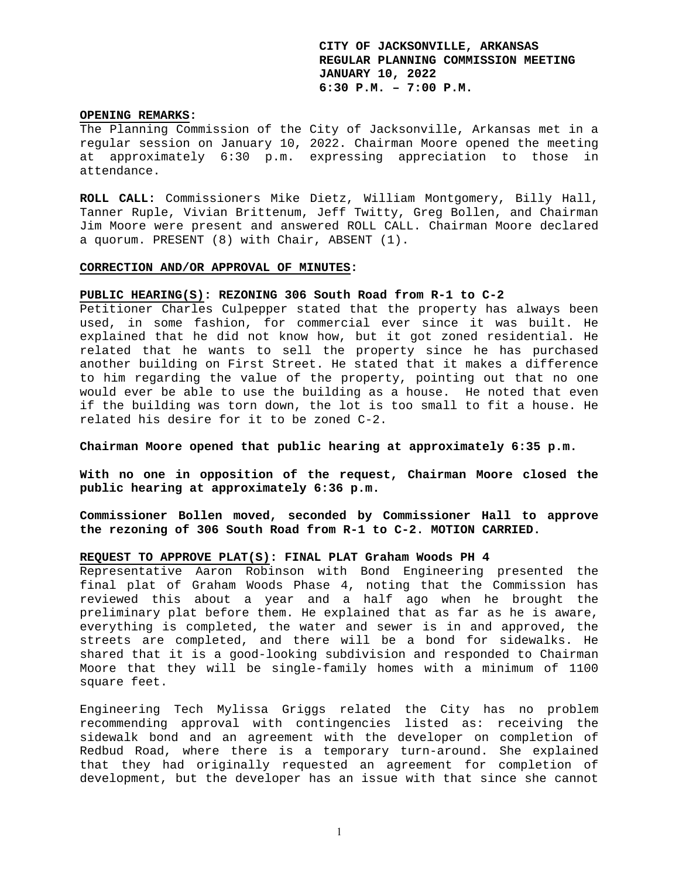**CITY OF JACKSONVILLE, ARKANSAS**
**REGULAR PLANNING COMMISSION MEETING**
**JANUARY 10, 2022**
**6:30 P.M. – 7:00 P.M.**

**OPENING REMARKS:**

The Planning Commission of the City of Jacksonville, Arkansas met in a regular session on January 10, 2022. Chairman Moore opened the meeting at approximately 6:30 p.m. expressing appreciation to those in attendance.

**ROLL CALL:** Commissioners Mike Dietz, William Montgomery, Billy Hall, Tanner Ruple, Vivian Brittenum, Jeff Twitty, Greg Bollen, and Chairman Jim Moore were present and answered ROLL CALL. Chairman Moore declared a quorum. PRESENT (8) with Chair, ABSENT (1).

**CORRECTION AND/OR APPROVAL OF MINUTES:**

**PUBLIC HEARING(S): REZONING 306 South Road from R-1 to C-2**

Petitioner Charles Culpepper stated that the property has always been used, in some fashion, for commercial ever since it was built. He explained that he did not know how, but it got zoned residential. He related that he wants to sell the property since he has purchased another building on First Street. He stated that it makes a difference to him regarding the value of the property, pointing out that no one would ever be able to use the building as a house. He noted that even if the building was torn down, the lot is too small to fit a house. He related his desire for it to be zoned C-2.

**Chairman Moore opened that public hearing at approximately 6:35 p.m.**

**With no one in opposition of the request, Chairman Moore closed the public hearing at approximately 6:36 p.m.**

**Commissioner Bollen moved, seconded by Commissioner Hall to approve the rezoning of 306 South Road from R-1 to C-2. MOTION CARRIED.**

**REQUEST TO APPROVE PLAT(S): FINAL PLAT Graham Woods PH 4**

Representative Aaron Robinson with Bond Engineering presented the final plat of Graham Woods Phase 4, noting that the Commission has reviewed this about a year and a half ago when he brought the preliminary plat before them. He explained that as far as he is aware, everything is completed, the water and sewer is in and approved, the streets are completed, and there will be a bond for sidewalks. He shared that it is a good-looking subdivision and responded to Chairman Moore that they will be single-family homes with a minimum of 1100 square feet.

Engineering Tech Mylissa Griggs related the City has no problem recommending approval with contingencies listed as: receiving the sidewalk bond and an agreement with the developer on completion of Redbud Road, where there is a temporary turn-around. She explained that they had originally requested an agreement for completion of development, but the developer has an issue with that since she cannot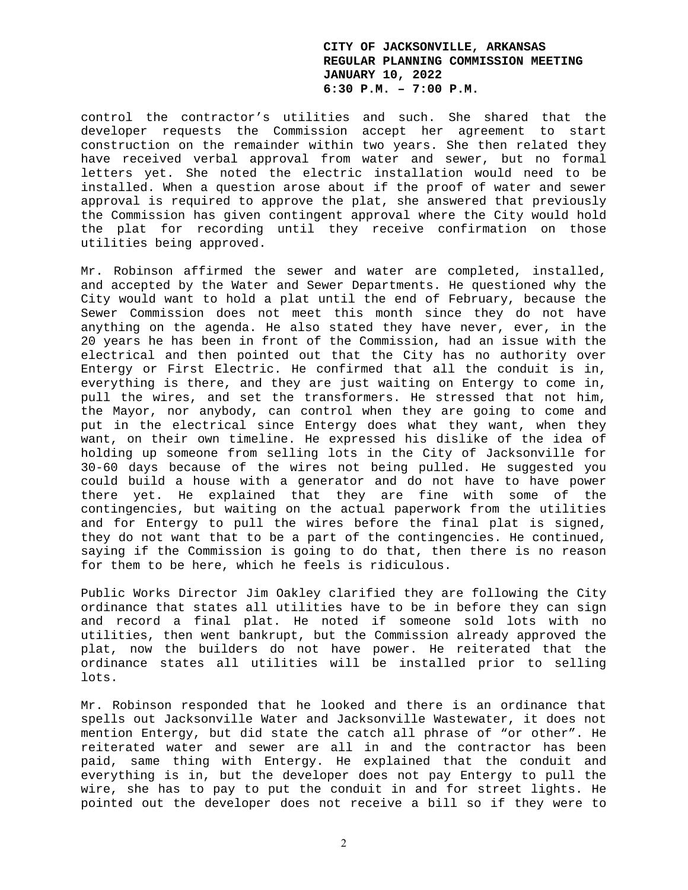control the contractor's utilities and such. She shared that the developer requests the Commission accept her agreement to start construction on the remainder within two years. She then related they have received verbal approval from water and sewer, but no formal letters yet. She noted the electric installation would need to be installed. When a question arose about if the proof of water and sewer approval is required to approve the plat, she answered that previously the Commission has given contingent approval where the City would hold the plat for recording until they receive confirmation on those utilities being approved.

Mr. Robinson affirmed the sewer and water are completed, installed, and accepted by the Water and Sewer Departments. He questioned why the City would want to hold a plat until the end of February, because the Sewer Commission does not meet this month since they do not have anything on the agenda. He also stated they have never, ever, in the 20 years he has been in front of the Commission, had an issue with the electrical and then pointed out that the City has no authority over Entergy or First Electric. He confirmed that all the conduit is in, everything is there, and they are just waiting on Entergy to come in, pull the wires, and set the transformers. He stressed that not him, the Mayor, nor anybody, can control when they are going to come and put in the electrical since Entergy does what they want, when they want, on their own timeline. He expressed his dislike of the idea of holding up someone from selling lots in the City of Jacksonville for 30-60 days because of the wires not being pulled. He suggested you could build a house with a generator and do not have to have power there yet. He explained that they are fine with some of the contingencies, but waiting on the actual paperwork from the utilities and for Entergy to pull the wires before the final plat is signed, they do not want that to be a part of the contingencies. He continued, saying if the Commission is going to do that, then there is no reason for them to be here, which he feels is ridiculous.

Public Works Director Jim Oakley clarified they are following the City ordinance that states all utilities have to be in before they can sign and record a final plat. He noted if someone sold lots with no utilities, then went bankrupt, but the Commission already approved the plat, now the builders do not have power. He reiterated that the ordinance states all utilities will be installed prior to selling lots.

Mr. Robinson responded that he looked and there is an ordinance that spells out Jacksonville Water and Jacksonville Wastewater, it does not mention Entergy, but did state the catch all phrase of "or other". He reiterated water and sewer are all in and the contractor has been paid, same thing with Entergy. He explained that the conduit and everything is in, but the developer does not pay Entergy to pull the wire, she has to pay to put the conduit in and for street lights. He pointed out the developer does not receive a bill so if they were to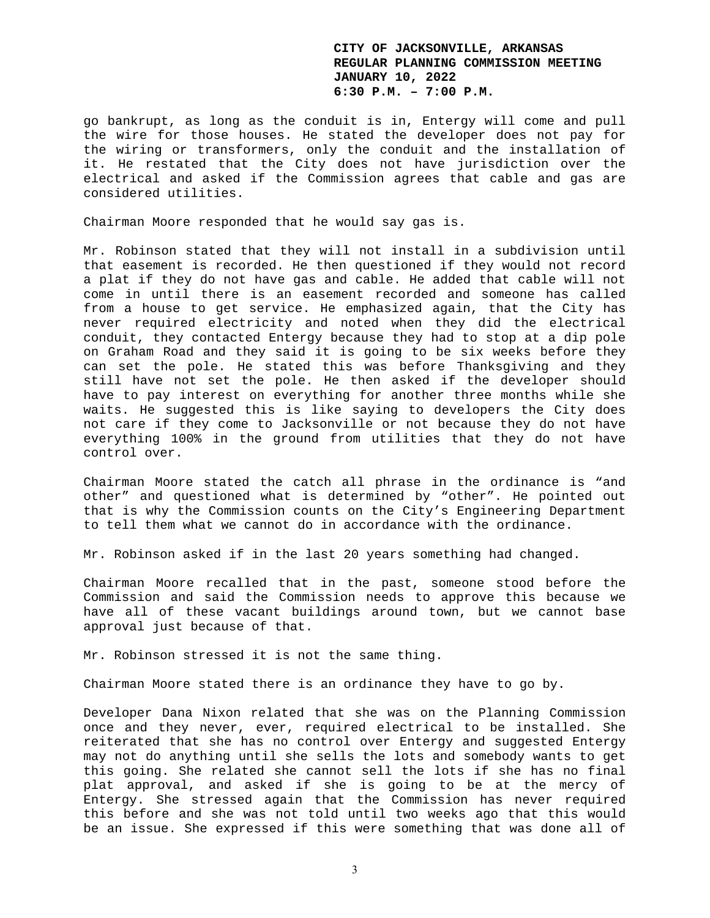go bankrupt, as long as the conduit is in, Entergy will come and pull the wire for those houses. He stated the developer does not pay for the wiring or transformers, only the conduit and the installation of it. He restated that the City does not have jurisdiction over the electrical and asked if the Commission agrees that cable and gas are considered utilities.

Chairman Moore responded that he would say gas is.

Mr. Robinson stated that they will not install in a subdivision until that easement is recorded. He then questioned if they would not record a plat if they do not have gas and cable. He added that cable will not come in until there is an easement recorded and someone has called from a house to get service. He emphasized again, that the City has never required electricity and noted when they did the electrical conduit, they contacted Entergy because they had to stop at a dip pole on Graham Road and they said it is going to be six weeks before they can set the pole. He stated this was before Thanksgiving and they still have not set the pole. He then asked if the developer should have to pay interest on everything for another three months while she waits. He suggested this is like saying to developers the City does not care if they come to Jacksonville or not because they do not have everything 100% in the ground from utilities that they do not have control over.

Chairman Moore stated the catch all phrase in the ordinance is "and other" and questioned what is determined by "other". He pointed out that is why the Commission counts on the City's Engineering Department to tell them what we cannot do in accordance with the ordinance.

Mr. Robinson asked if in the last 20 years something had changed.

Chairman Moore recalled that in the past, someone stood before the Commission and said the Commission needs to approve this because we have all of these vacant buildings around town, but we cannot base approval just because of that.

Mr. Robinson stressed it is not the same thing.

Chairman Moore stated there is an ordinance they have to go by.

Developer Dana Nixon related that she was on the Planning Commission once and they never, ever, required electrical to be installed. She reiterated that she has no control over Entergy and suggested Entergy may not do anything until she sells the lots and somebody wants to get this going. She related she cannot sell the lots if she has no final plat approval, and asked if she is going to be at the mercy of Entergy. She stressed again that the Commission has never required this before and she was not told until two weeks ago that this would be an issue. She expressed if this were something that was done all of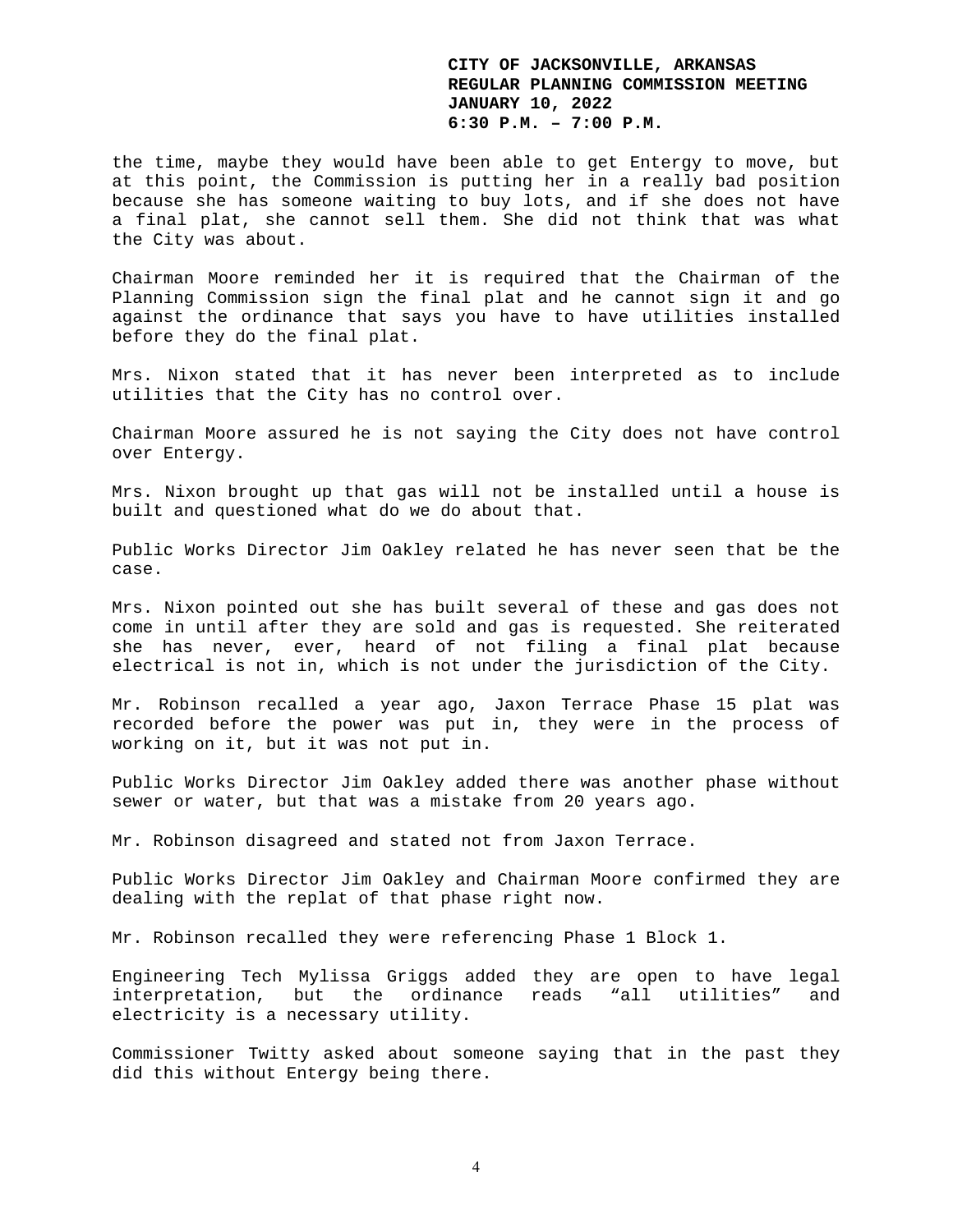the time, maybe they would have been able to get Entergy to move, but at this point, the Commission is putting her in a really bad position because she has someone waiting to buy lots, and if she does not have a final plat, she cannot sell them. She did not think that was what the City was about.

Chairman Moore reminded her it is required that the Chairman of the Planning Commission sign the final plat and he cannot sign it and go against the ordinance that says you have to have utilities installed before they do the final plat.

Mrs. Nixon stated that it has never been interpreted as to include utilities that the City has no control over.

Chairman Moore assured he is not saying the City does not have control over Entergy.

Mrs. Nixon brought up that gas will not be installed until a house is built and questioned what do we do about that.

Public Works Director Jim Oakley related he has never seen that be the case.

Mrs. Nixon pointed out she has built several of these and gas does not come in until after they are sold and gas is requested. She reiterated she has never, ever, heard of not filing a final plat because electrical is not in, which is not under the jurisdiction of the City.

Mr. Robinson recalled a year ago, Jaxon Terrace Phase 15 plat was recorded before the power was put in, they were in the process of working on it, but it was not put in.

Public Works Director Jim Oakley added there was another phase without sewer or water, but that was a mistake from 20 years ago.

Mr. Robinson disagreed and stated not from Jaxon Terrace.

Public Works Director Jim Oakley and Chairman Moore confirmed they are dealing with the replat of that phase right now.

Mr. Robinson recalled they were referencing Phase 1 Block 1.

Engineering Tech Mylissa Griggs added they are open to have legal interpretation, but the ordinance reads “all utilities” and electricity is a necessary utility.

Commissioner Twitty asked about someone saying that in the past they did this without Entergy being there.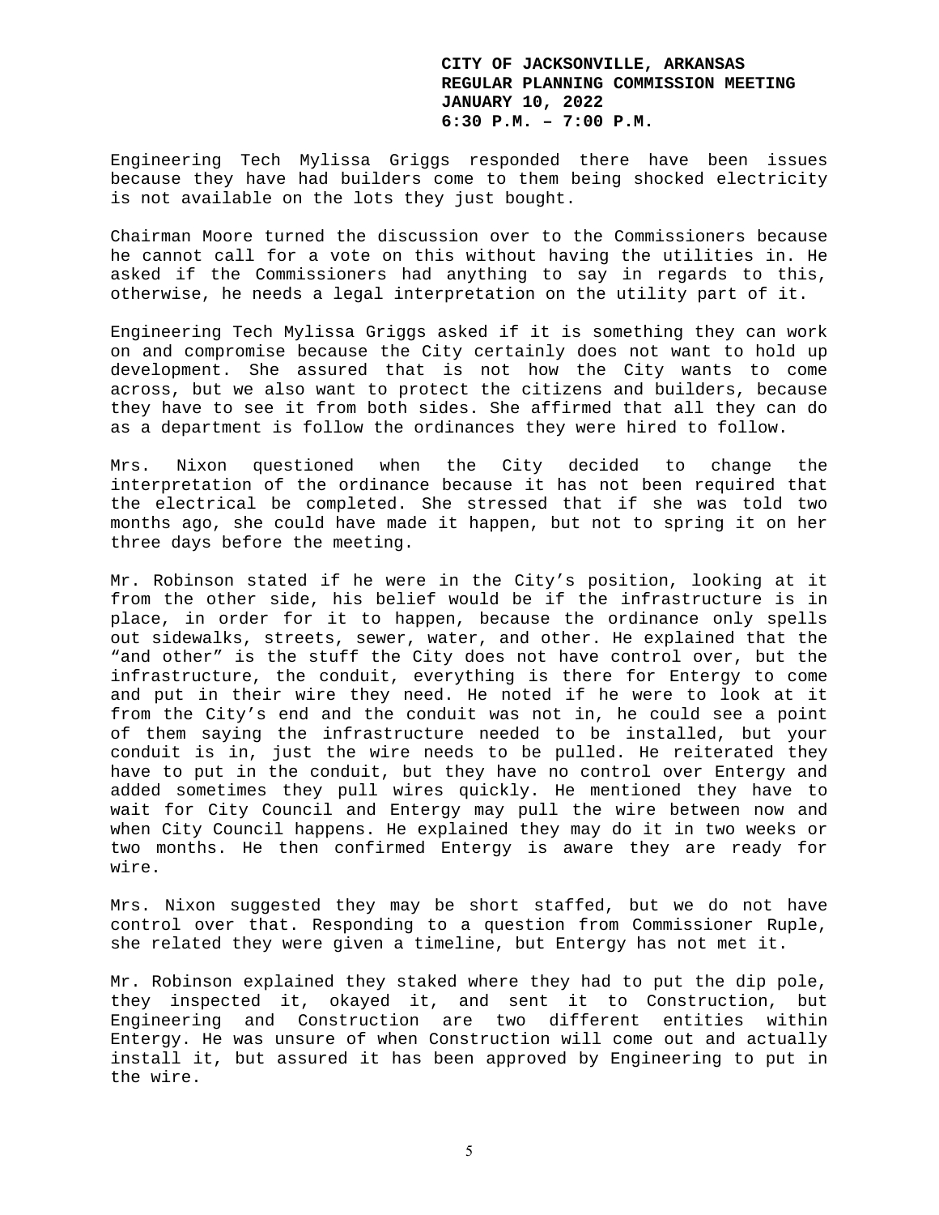Engineering Tech Mylissa Griggs responded there have been issues because they have had builders come to them being shocked electricity is not available on the lots they just bought.

Chairman Moore turned the discussion over to the Commissioners because he cannot call for a vote on this without having the utilities in. He asked if the Commissioners had anything to say in regards to this, otherwise, he needs a legal interpretation on the utility part of it.

Engineering Tech Mylissa Griggs asked if it is something they can work on and compromise because the City certainly does not want to hold up development. She assured that is not how the City wants to come across, but we also want to protect the citizens and builders, because they have to see it from both sides. She affirmed that all they can do as a department is follow the ordinances they were hired to follow.

Mrs. Nixon questioned when the City decided to change the interpretation of the ordinance because it has not been required that the electrical be completed. She stressed that if she was told two months ago, she could have made it happen, but not to spring it on her three days before the meeting.

Mr. Robinson stated if he were in the City's position, looking at it from the other side, his belief would be if the infrastructure is in place, in order for it to happen, because the ordinance only spells out sidewalks, streets, sewer, water, and other. He explained that the "and other" is the stuff the City does not have control over, but the infrastructure, the conduit, everything is there for Entergy to come and put in their wire they need. He noted if he were to look at it from the City's end and the conduit was not in, he could see a point of them saying the infrastructure needed to be installed, but your conduit is in, just the wire needs to be pulled. He reiterated they have to put in the conduit, but they have no control over Entergy and added sometimes they pull wires quickly. He mentioned they have to wait for City Council and Entergy may pull the wire between now and when City Council happens. He explained they may do it in two weeks or two months. He then confirmed Entergy is aware they are ready for wire.

Mrs. Nixon suggested they may be short staffed, but we do not have control over that. Responding to a question from Commissioner Ruple, she related they were given a timeline, but Entergy has not met it.

Mr. Robinson explained they staked where they had to put the dip pole, they inspected it, okayed it, and sent it to Construction, but Engineering and Construction are two different entities within Entergy. He was unsure of when Construction will come out and actually install it, but assured it has been approved by Engineering to put in the wire.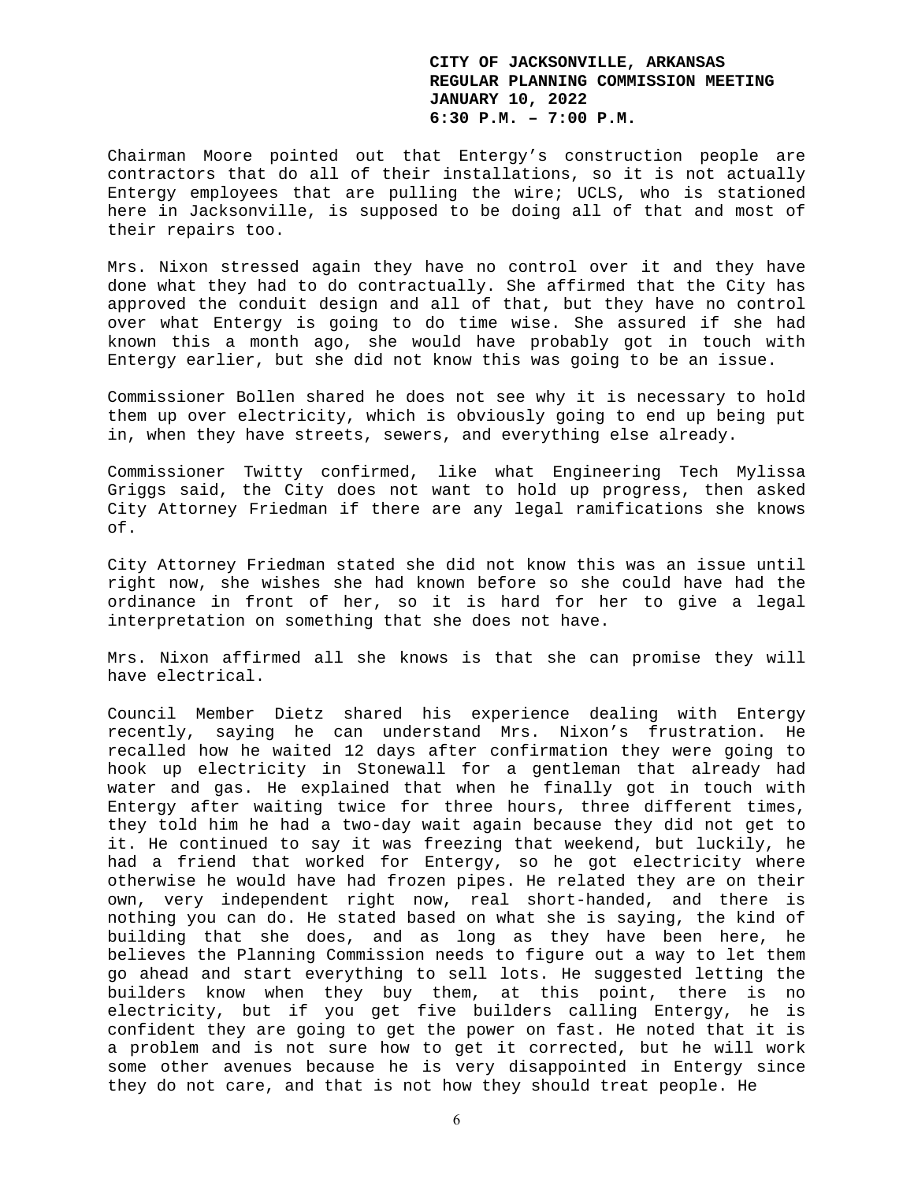Chairman Moore pointed out that Entergy's construction people are contractors that do all of their installations, so it is not actually Entergy employees that are pulling the wire; UCLS, who is stationed here in Jacksonville, is supposed to be doing all of that and most of their repairs too.

Mrs. Nixon stressed again they have no control over it and they have done what they had to do contractually. She affirmed that the City has approved the conduit design and all of that, but they have no control over what Entergy is going to do time wise. She assured if she had known this a month ago, she would have probably got in touch with Entergy earlier, but she did not know this was going to be an issue.

Commissioner Bollen shared he does not see why it is necessary to hold them up over electricity, which is obviously going to end up being put in, when they have streets, sewers, and everything else already.

Commissioner Twitty confirmed, like what Engineering Tech Mylissa Griggs said, the City does not want to hold up progress, then asked City Attorney Friedman if there are any legal ramifications she knows of.

City Attorney Friedman stated she did not know this was an issue until right now, she wishes she had known before so she could have had the ordinance in front of her, so it is hard for her to give a legal interpretation on something that she does not have.

Mrs. Nixon affirmed all she knows is that she can promise they will have electrical.

Council Member Dietz shared his experience dealing with Entergy recently, saying he can understand Mrs. Nixon's frustration. He recalled how he waited 12 days after confirmation they were going to hook up electricity in Stonewall for a gentleman that already had water and gas. He explained that when he finally got in touch with Entergy after waiting twice for three hours, three different times, they told him he had a two-day wait again because they did not get to it. He continued to say it was freezing that weekend, but luckily, he had a friend that worked for Entergy, so he got electricity where otherwise he would have had frozen pipes. He related they are on their own, very independent right now, real short-handed, and there is nothing you can do. He stated based on what she is saying, the kind of building that she does, and as long as they have been here, he believes the Planning Commission needs to figure out a way to let them go ahead and start everything to sell lots. He suggested letting the builders know when they buy them, at this point, there is no electricity, but if you get five builders calling Entergy, he is confident they are going to get the power on fast. He noted that it is a problem and is not sure how to get it corrected, but he will work some other avenues because he is very disappointed in Entergy since they do not care, and that is not how they should treat people. He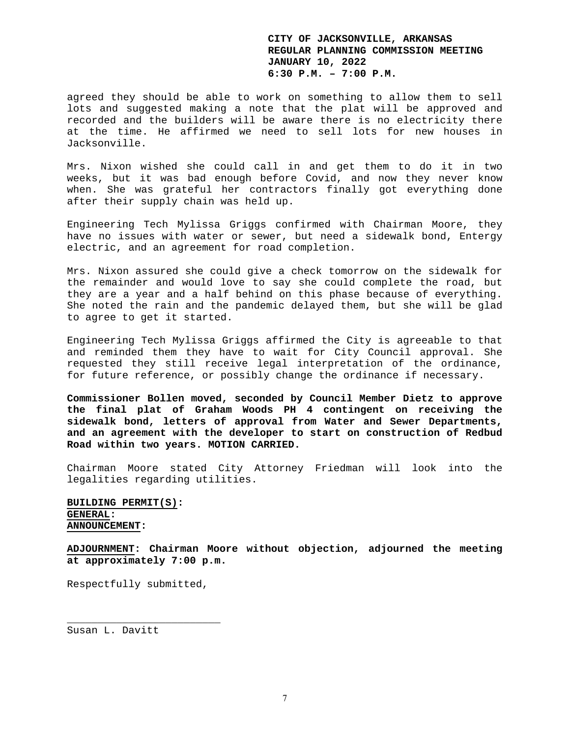agreed they should be able to work on something to allow them to sell lots and suggested making a note that the plat will be approved and recorded and the builders will be aware there is no electricity there at the time. He affirmed we need to sell lots for new houses in Jacksonville.

Mrs. Nixon wished she could call in and get them to do it in two weeks, but it was bad enough before Covid, and now they never know when. She was grateful her contractors finally got everything done after their supply chain was held up.

Engineering Tech Mylissa Griggs confirmed with Chairman Moore, they have no issues with water or sewer, but need a sidewalk bond, Entergy electric, and an agreement for road completion.

Mrs. Nixon assured she could give a check tomorrow on the sidewalk for the remainder and would love to say she could complete the road, but they are a year and a half behind on this phase because of everything. She noted the rain and the pandemic delayed them, but she will be glad to agree to get it started.

Engineering Tech Mylissa Griggs affirmed the City is agreeable to that and reminded them they have to wait for City Council approval. She requested they still receive legal interpretation of the ordinance, for future reference, or possibly change the ordinance if necessary.

**Commissioner Bollen moved, seconded by Council Member Dietz to approve the final plat of Graham Woods PH 4 contingent on receiving the sidewalk bond, letters of approval from Water and Sewer Departments, and an agreement with the developer to start on construction of Redbud Road within two years. MOTION CARRIED.**

Chairman Moore stated City Attorney Friedman will look into the legalities regarding utilities.

**BUILDING PERMIT(S):**
**GENERAL:**
**ANNOUNCEMENT:**

**ADJOURNMENT: Chairman Moore without objection, adjourned the meeting at approximately 7:00 p.m.**

Respectfully submitted,

_________________________
Susan L. Davitt